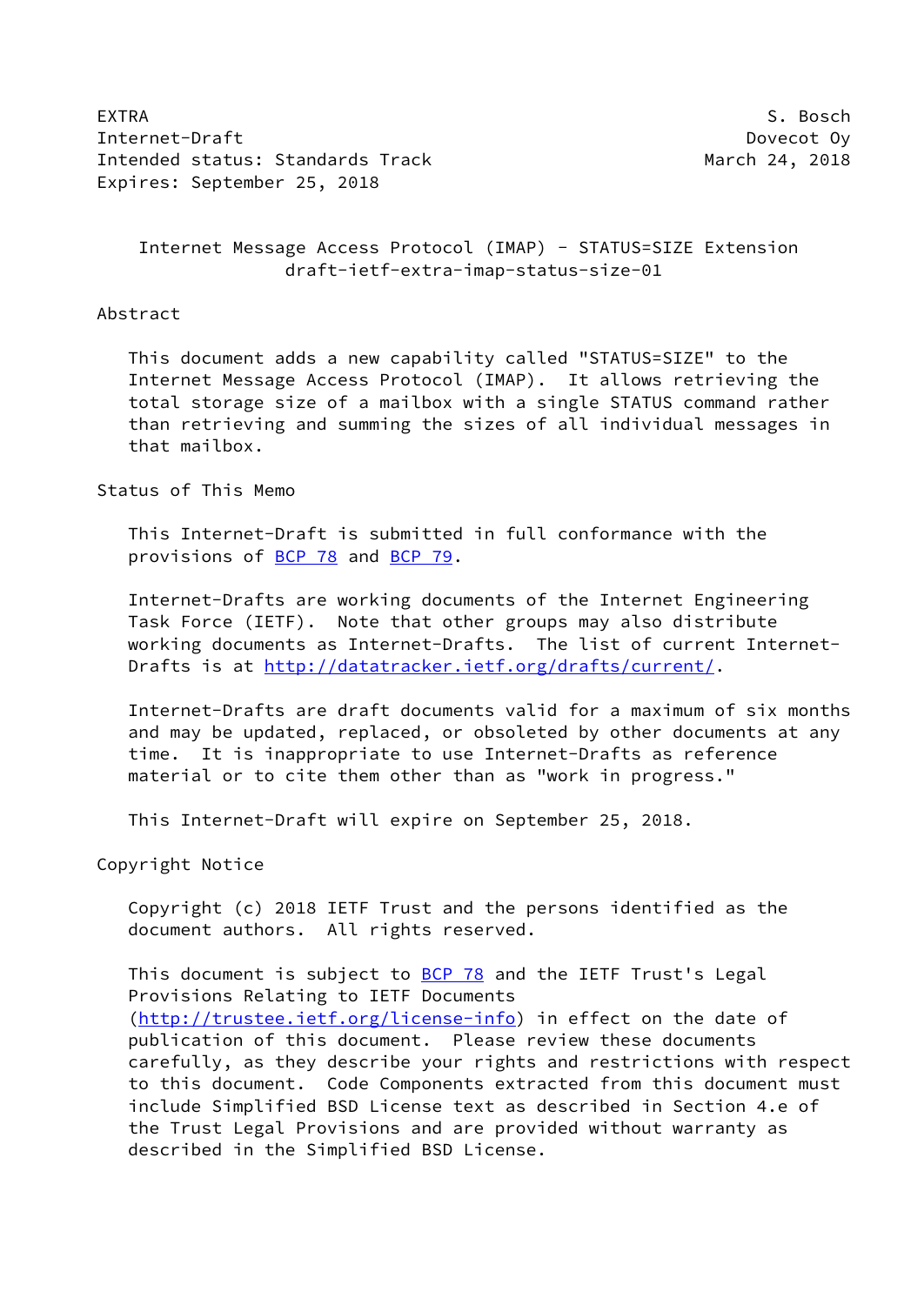EXTRA S. Bosch
Internet-Draft Dovecot Oy
Intended status: Standards Track March 24, 2018
Expires: September 25, 2018

# Internet Message Access Protocol (IMAP) - STATUS=SIZE Extension
draft-ietf-extra-imap-status-size-01

## Abstract

This document adds a new capability called "STATUS=SIZE" to the Internet Message Access Protocol (IMAP). It allows retrieving the total storage size of a mailbox with a single STATUS command rather than retrieving and summing the sizes of all individual messages in that mailbox.

## Status of This Memo

This Internet-Draft is submitted in full conformance with the provisions of BCP 78 and BCP 79.

Internet-Drafts are working documents of the Internet Engineering Task Force (IETF). Note that other groups may also distribute working documents as Internet-Drafts. The list of current Internet-Drafts is at http://datatracker.ietf.org/drafts/current/.

Internet-Drafts are draft documents valid for a maximum of six months and may be updated, replaced, or obsoleted by other documents at any time. It is inappropriate to use Internet-Drafts as reference material or to cite them other than as "work in progress."

This Internet-Draft will expire on September 25, 2018.

## Copyright Notice

Copyright (c) 2018 IETF Trust and the persons identified as the document authors. All rights reserved.

This document is subject to BCP 78 and the IETF Trust's Legal Provisions Relating to IETF Documents (http://trustee.ietf.org/license-info) in effect on the date of publication of this document. Please review these documents carefully, as they describe your rights and restrictions with respect to this document. Code Components extracted from this document must include Simplified BSD License text as described in Section 4.e of the Trust Legal Provisions and are provided without warranty as described in the Simplified BSD License.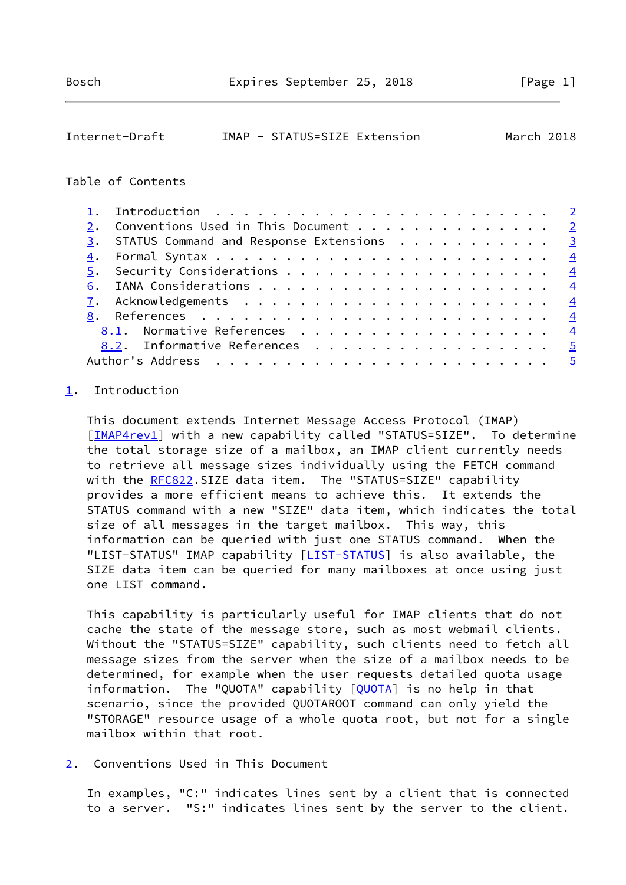Table of Contents

1. Introduction . . . . . . . . . . . . . . . . . . . . . . . . 2
2. Conventions Used in This Document . . . . . . . . . . . . . . 2
3. STATUS Command and Response Extensions . . . . . . . . . . . 3
4. Formal Syntax . . . . . . . . . . . . . . . . . . . . . . . . 4
5. Security Considerations . . . . . . . . . . . . . . . . . . . 4
6. IANA Considerations . . . . . . . . . . . . . . . . . . . . . 4
7. Acknowledgements . . . . . . . . . . . . . . . . . . . . . . 4
8. References . . . . . . . . . . . . . . . . . . . . . . . . . 4
   8.1. Normative References . . . . . . . . . . . . . . . . . . 4
   8.2. Informative References . . . . . . . . . . . . . . . . . 5
Author's Address . . . . . . . . . . . . . . . . . . . . . . . . 5

## 1. Introduction

This document extends Internet Message Access Protocol (IMAP) [IMAP4rev1] with a new capability called "STATUS=SIZE". To determine the total storage size of a mailbox, an IMAP client currently needs to retrieve all message sizes individually using the FETCH command with the RFC822.SIZE data item. The "STATUS=SIZE" capability provides a more efficient means to achieve this. It extends the STATUS command with a new "SIZE" data item, which indicates the total size of all messages in the target mailbox. This way, this information can be queried with just one STATUS command. When the "LIST-STATUS" IMAP capability [LIST-STATUS] is also available, the SIZE data item can be queried for many mailboxes at once using just one LIST command.

This capability is particularly useful for IMAP clients that do not cache the state of the message store, such as most webmail clients. Without the "STATUS=SIZE" capability, such clients need to fetch all message sizes from the server when the size of a mailbox needs to be determined, for example when the user requests detailed quota usage information. The "QUOTA" capability [QUOTA] is no help in that scenario, since the provided QUOTAROOT command can only yield the "STORAGE" resource usage of a whole quota root, but not for a single mailbox within that root.

## 2. Conventions Used in This Document

In examples, "C:" indicates lines sent by a client that is connected to a server. "S:" indicates lines sent by the server to the client.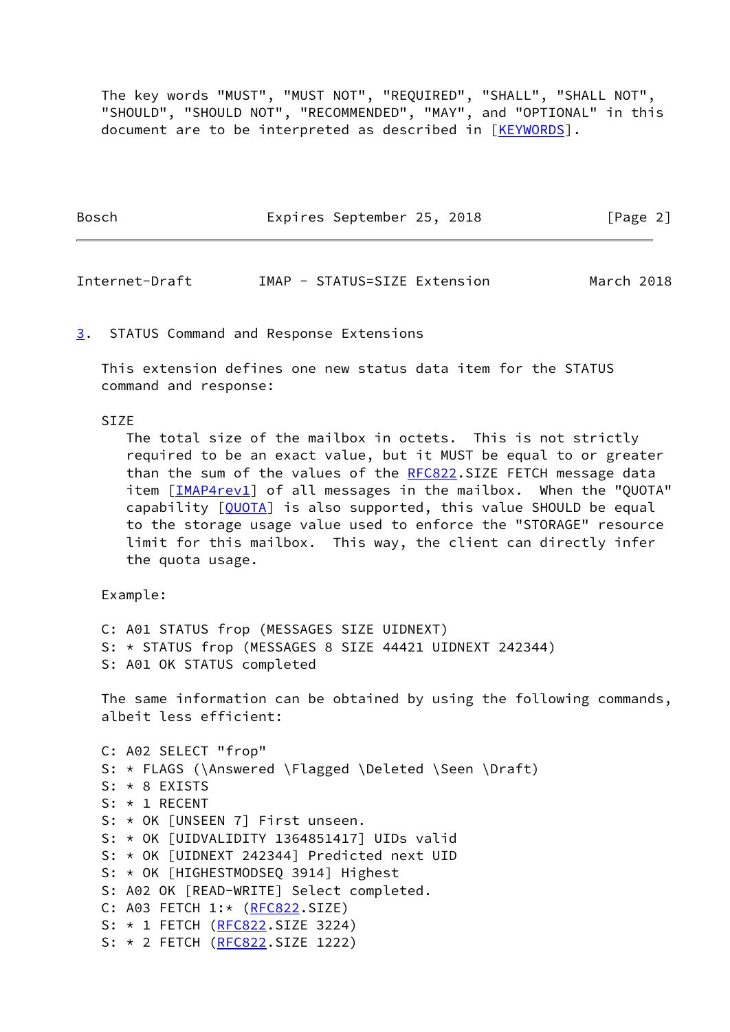The key words "MUST", "MUST NOT", "REQUIRED", "SHALL", "SHALL NOT", "SHOULD", "SHOULD NOT", "RECOMMENDED", "MAY", and "OPTIONAL" in this document are to be interpreted as described in [KEYWORDS].

## 3. STATUS Command and Response Extensions

This extension defines one new status data item for the STATUS command and response:

SIZE

The total size of the mailbox in octets. This is not strictly required to be an exact value, but it MUST be equal to or greater than the sum of the values of the RFC822.SIZE FETCH message data item [IMAP4rev1] of all messages in the mailbox. When the "QUOTA" capability [QUOTA] is also supported, this value SHOULD be equal to the storage usage value used to enforce the "STORAGE" resource limit for this mailbox. This way, the client can directly infer the quota usage.

Example:

```
C: A01 STATUS frop (MESSAGES SIZE UIDNEXT)
S: * STATUS frop (MESSAGES 8 SIZE 44421 UIDNEXT 242344)
S: A01 OK STATUS completed
```

The same information can be obtained by using the following commands, albeit less efficient:

```
C: A02 SELECT "frop"
S: * FLAGS (\Answered \Flagged \Deleted \Seen \Draft)
S: * 8 EXISTS
S: * 1 RECENT
S: * OK [UNSEEN 7] First unseen.
S: * OK [UIDVALIDITY 1364851417] UIDs valid
S: * OK [UIDNEXT 242344] Predicted next UID
S: * OK [HIGHESTMODSEQ 3914] Highest
S: A02 OK [READ-WRITE] Select completed.
C: A03 FETCH 1:* (RFC822.SIZE)
S: * 1 FETCH (RFC822.SIZE 3224)
S: * 2 FETCH (RFC822.SIZE 1222)
```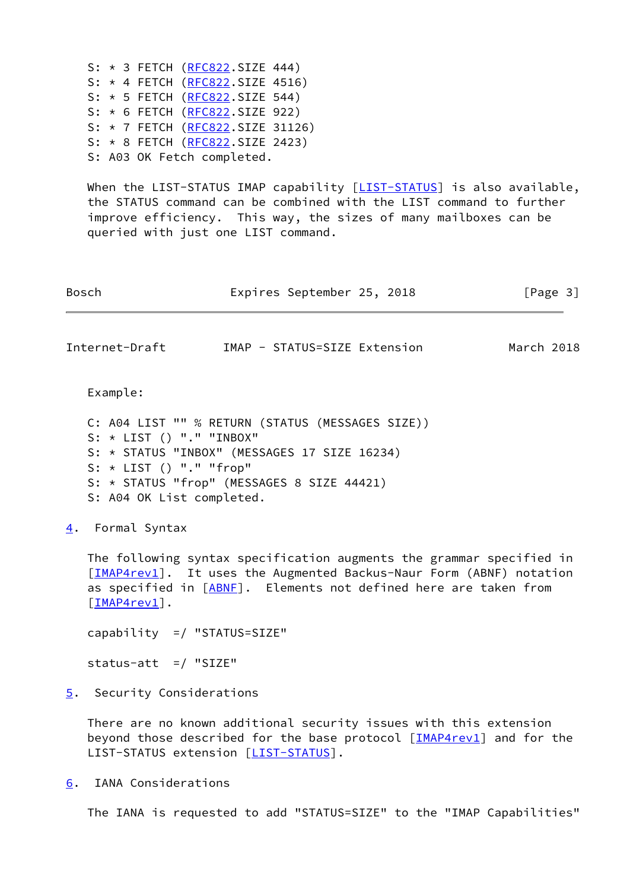```
S: * 3 FETCH (RFC822.SIZE 444)
S: * 4 FETCH (RFC822.SIZE 4516)
S: * 5 FETCH (RFC822.SIZE 544)
S: * 6 FETCH (RFC822.SIZE 922)
S: * 7 FETCH (RFC822.SIZE 31126)
S: * 8 FETCH (RFC822.SIZE 2423)
S: A03 OK Fetch completed.
```

When the LIST-STATUS IMAP capability [LIST-STATUS] is also available, the STATUS command can be combined with the LIST command to further improve efficiency. This way, the sizes of many mailboxes can be queried with just one LIST command.

Example:

```
C: A04 LIST "" % RETURN (STATUS (MESSAGES SIZE))
S: * LIST () "." "INBOX"
S: * STATUS "INBOX" (MESSAGES 17 SIZE 16234)
S: * LIST () "." "frop"
S: * STATUS "frop" (MESSAGES 8 SIZE 44421)
S: A04 OK List completed.
```

## 4. Formal Syntax

The following syntax specification augments the grammar specified in [IMAP4rev1]. It uses the Augmented Backus-Naur Form (ABNF) notation as specified in [ABNF]. Elements not defined here are taken from [IMAP4rev1].

```
capability  =/ "STATUS=SIZE"

status-att  =/ "SIZE"
```

## 5. Security Considerations

There are no known additional security issues with this extension beyond those described for the base protocol [IMAP4rev1] and for the LIST-STATUS extension [LIST-STATUS].

## 6. IANA Considerations

The IANA is requested to add "STATUS=SIZE" to the "IMAP Capabilities"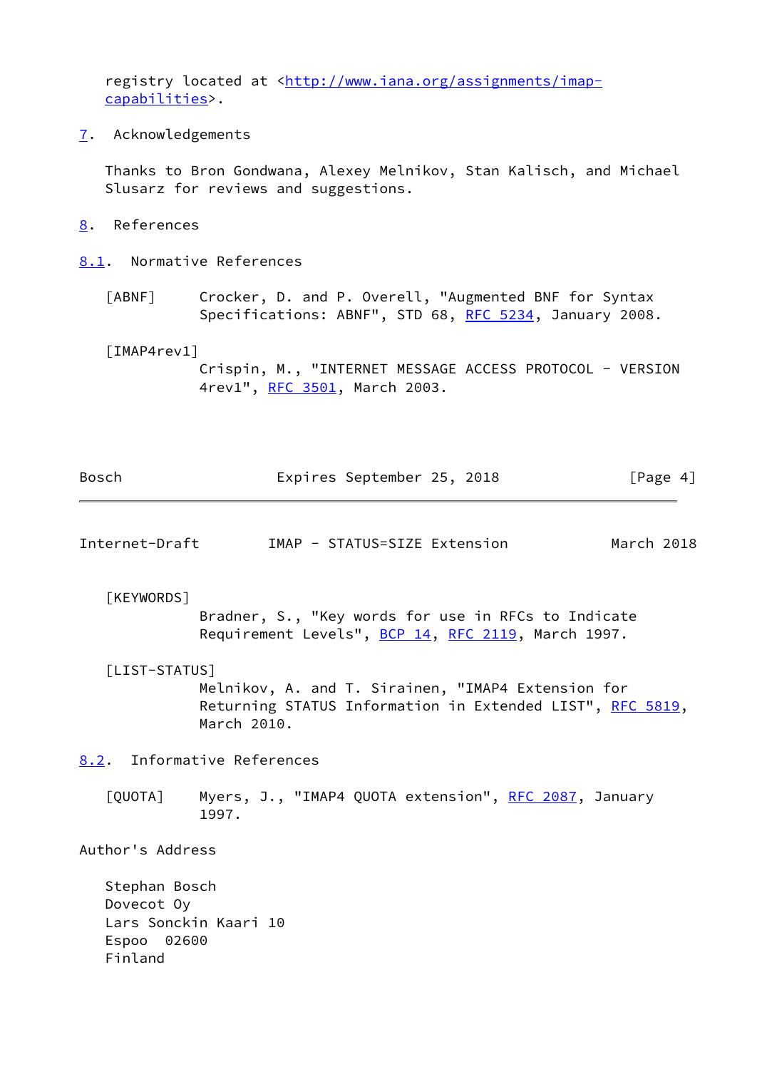registry located at <http://www.iana.org/assignments/imap-capabilities>.

## 7. Acknowledgements

Thanks to Bron Gondwana, Alexey Melnikov, Stan Kalisch, and Michael Slusarz for reviews and suggestions.

## 8. References

### 8.1. Normative References

[ABNF] Crocker, D. and P. Overell, "Augmented BNF for Syntax Specifications: ABNF", STD 68, RFC 5234, January 2008.

[IMAP4rev1] Crispin, M., "INTERNET MESSAGE ACCESS PROTOCOL - VERSION 4rev1", RFC 3501, March 2003.

[KEYWORDS] Bradner, S., "Key words for use in RFCs to Indicate Requirement Levels", BCP 14, RFC 2119, March 1997.

[LIST-STATUS] Melnikov, A. and T. Sirainen, "IMAP4 Extension for Returning STATUS Information in Extended LIST", RFC 5819, March 2010.

### 8.2. Informative References

[QUOTA] Myers, J., "IMAP4 QUOTA extension", RFC 2087, January 1997.

## Author's Address

Stephan Bosch
Dovecot Oy
Lars Sonckin Kaari 10
Espoo 02600
Finland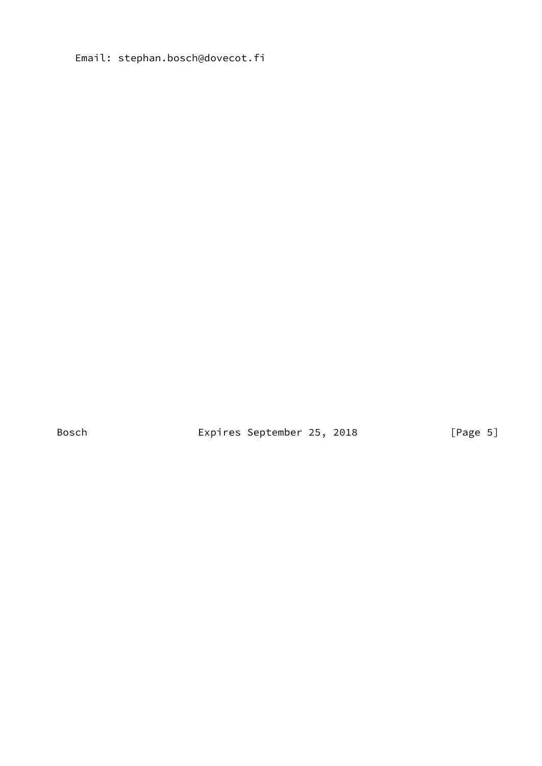Email: stephan.bosch@dovecot.fi